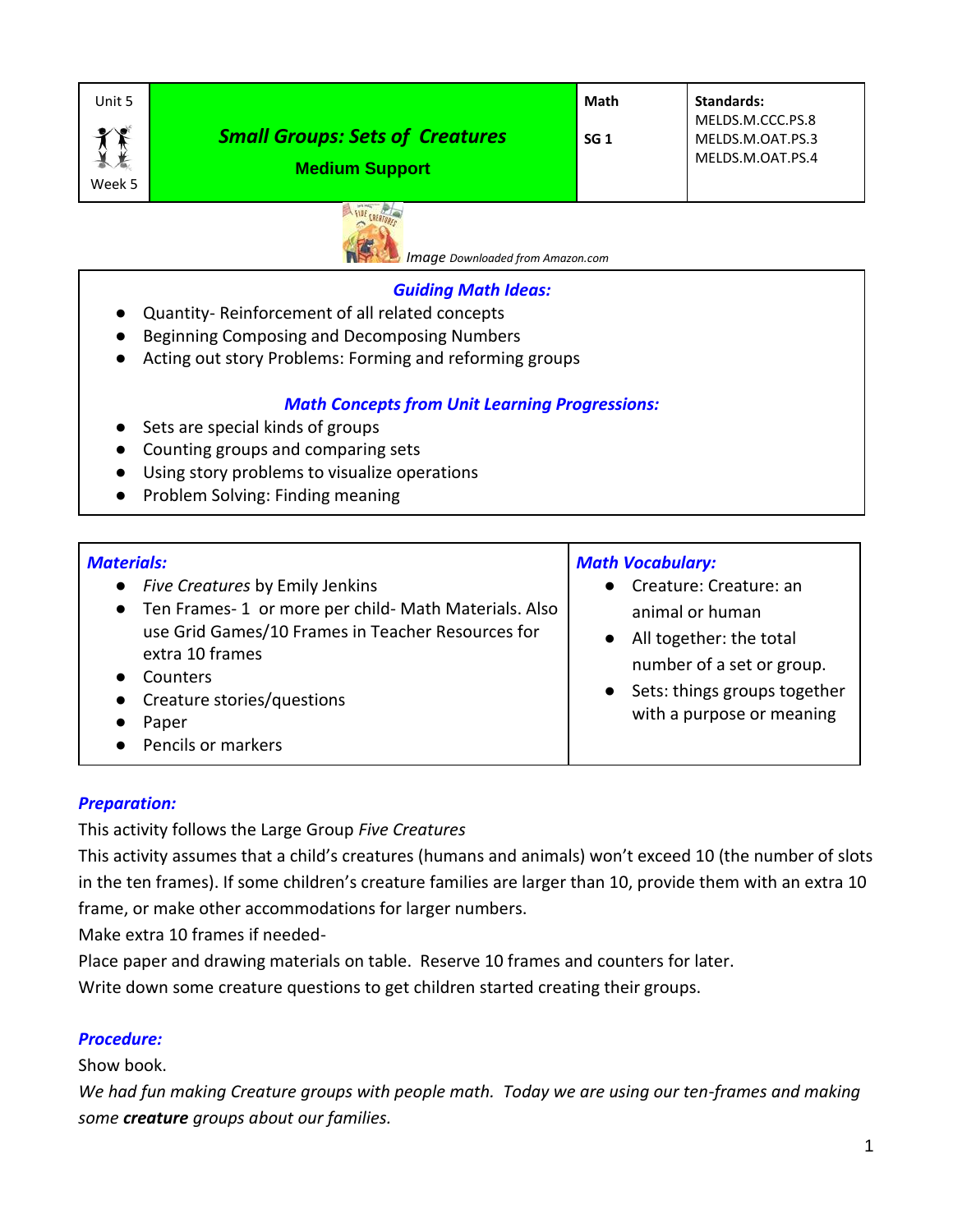| Unit 5 <br> Week 5 | ***Small Groups: Sets of Creatures*** <br> **Medium Support** | **Math** <br> **SG 1** | **Standards:** <br> MELDS.M.CCC.PS.8 <br> MELDS.M.OAT.PS.3 <br> MELDS.M.OAT.PS.4 |
|---|---|---|---|

*Image Downloaded from Amazon.com*

### ***Guiding Math Ideas:***

- Quantity- Reinforcement of all related concepts
- Beginning Composing and Decomposing Numbers
- Acting out story Problems: Forming and reforming groups

### ***Math Concepts from Unit Learning Progressions:***

- Sets are special kinds of groups
- Counting groups and comparing sets
- Using story problems to visualize operations
- Problem Solving: Finding meaning

| ***Materials:*** | ***Math Vocabulary:*** |
|---|---|
| • *Five Creatures* by Emily Jenkins <br> • Ten Frames- 1 or more per child- Math Materials. Also use Grid Games/10 Frames in Teacher Resources for extra 10 frames <br> • Counters <br> • Creature stories/questions <br> • Paper <br> • Pencils or markers | • Creature: Creature: an animal or human <br> • All together: the total number of a set or group. <br> • Sets: things groups together with a purpose or meaning |

### ***Preparation:***

This activity follows the Large Group *Five Creatures*
This activity assumes that a child's creatures (humans and animals) won't exceed 10 (the number of slots in the ten frames). If some children's creature families are larger than 10, provide them with an extra 10 frame, or make other accommodations for larger numbers.
Make extra 10 frames if needed-
Place paper and drawing materials on table. Reserve 10 frames and counters for later.
Write down some creature questions to get children started creating their groups.

### ***Procedure:***

Show book.
*We had fun making Creature groups with people math. Today we are using our ten-frames and making some **creature** groups about our families.*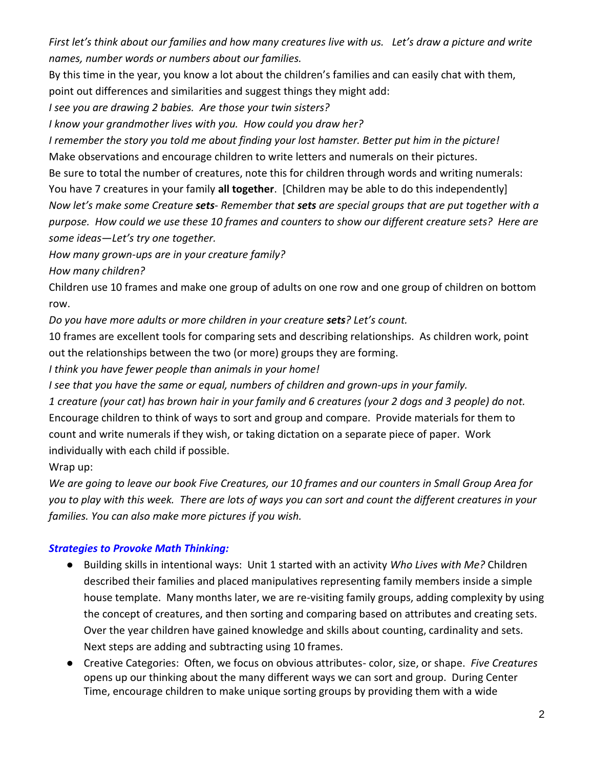*First let's think about our families and how many creatures live with us. Let's draw a picture and write names, number words or numbers about our families.*

By this time in the year, you know a lot about the children's families and can easily chat with them, point out differences and similarities and suggest things they might add:

*I see you are drawing 2 babies. Are those your twin sisters?*

*I know your grandmother lives with you. How could you draw her?*

*I remember the story you told me about finding your lost hamster. Better put him in the picture!*

Make observations and encourage children to write letters and numerals on their pictures.

Be sure to total the number of creatures, note this for children through words and writing numerals: You have 7 creatures in your family **all together**. [Children may be able to do this independently]

*Now let's make some Creature **sets**- Remember that **sets** are special groups that are put together with a purpose. How could we use these 10 frames and counters to show our different creature sets? Here are some ideas—Let's try one together.*

*How many grown-ups are in your creature family?*

*How many children?*

Children use 10 frames and make one group of adults on one row and one group of children on bottom row.

*Do you have more adults or more children in your creature **sets**? Let's count.*

10 frames are excellent tools for comparing sets and describing relationships. As children work, point out the relationships between the two (or more) groups they are forming.

*I think you have fewer people than animals in your home!*

*I see that you have the same or equal, numbers of children and grown-ups in your family.*

*1 creature (your cat) has brown hair in your family and 6 creatures (your 2 dogs and 3 people) do not.*

Encourage children to think of ways to sort and group and compare. Provide materials for them to count and write numerals if they wish, or taking dictation on a separate piece of paper. Work individually with each child if possible.

Wrap up:

*We are going to leave our book Five Creatures, our 10 frames and our counters in Small Group Area for you to play with this week. There are lots of ways you can sort and count the different creatures in your families. You can also make more pictures if you wish.*

### *Strategies to Provoke Math Thinking:*

- Building skills in intentional ways: Unit 1 started with an activity *Who Lives with Me?* Children described their families and placed manipulatives representing family members inside a simple house template. Many months later, we are re-visiting family groups, adding complexity by using the concept of creatures, and then sorting and comparing based on attributes and creating sets. Over the year children have gained knowledge and skills about counting, cardinality and sets. Next steps are adding and subtracting using 10 frames.
- Creative Categories: Often, we focus on obvious attributes- color, size, or shape. *Five Creatures* opens up our thinking about the many different ways we can sort and group. During Center Time, encourage children to make unique sorting groups by providing them with a wide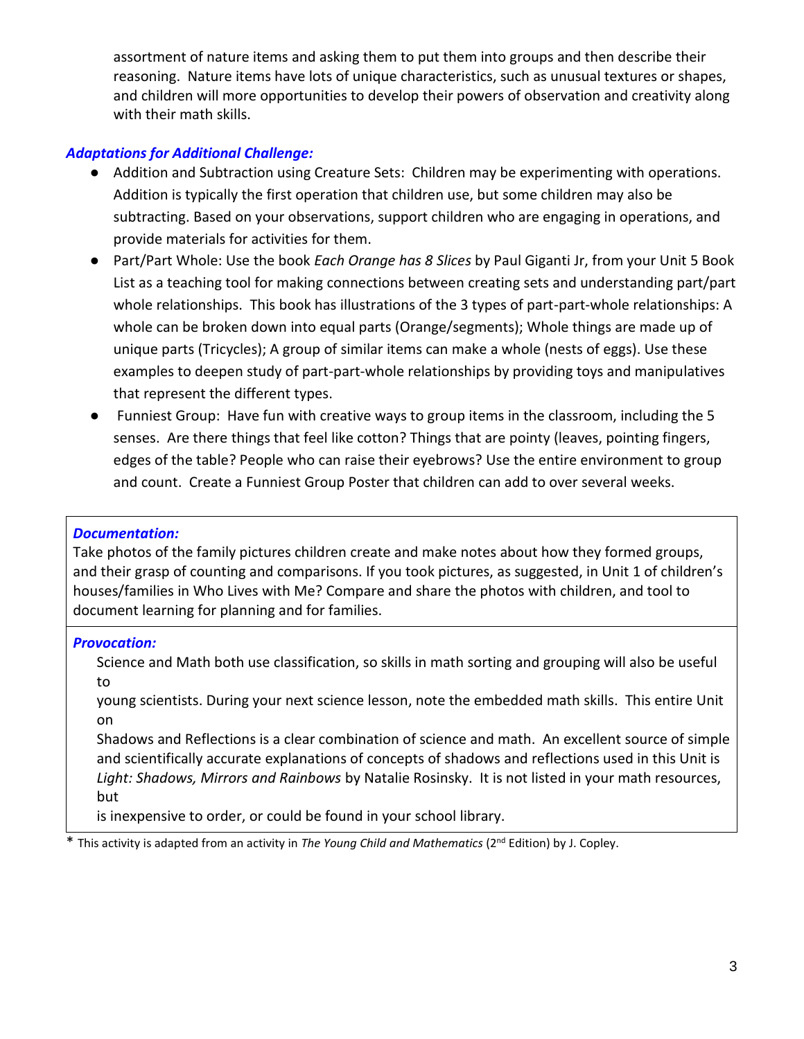assortment of nature items and asking them to put them into groups and then describe their reasoning. Nature items have lots of unique characteristics, such as unusual textures or shapes, and children will more opportunities to develop their powers of observation and creativity along with their math skills.

### *Adaptations for Additional Challenge:*

- Addition and Subtraction using Creature Sets: Children may be experimenting with operations. Addition is typically the first operation that children use, but some children may also be subtracting. Based on your observations, support children who are engaging in operations, and provide materials for activities for them.
- Part/Part Whole: Use the book *Each Orange has 8 Slices* by Paul Giganti Jr, from your Unit 5 Book List as a teaching tool for making connections between creating sets and understanding part/part whole relationships. This book has illustrations of the 3 types of part-part-whole relationships: A whole can be broken down into equal parts (Orange/segments); Whole things are made up of unique parts (Tricycles); A group of similar items can make a whole (nests of eggs). Use these examples to deepen study of part-part-whole relationships by providing toys and manipulatives that represent the different types.
- Funniest Group: Have fun with creative ways to group items in the classroom, including the 5 senses. Are there things that feel like cotton? Things that are pointy (leaves, pointing fingers, edges of the table? People who can raise their eyebrows? Use the entire environment to group and count. Create a Funniest Group Poster that children can add to over several weeks.

### *Documentation:*

Take photos of the family pictures children create and make notes about how they formed groups, and their grasp of counting and comparisons. If you took pictures, as suggested, in Unit 1 of children's houses/families in Who Lives with Me? Compare and share the photos with children, and tool to document learning for planning and for families.

### *Provocation:*

Science and Math both use classification, so skills in math sorting and grouping will also be useful to young scientists. During your next science lesson, note the embedded math skills. This entire Unit on Shadows and Reflections is a clear combination of science and math. An excellent source of simple and scientifically accurate explanations of concepts of shadows and reflections used in this Unit is *Light: Shadows, Mirrors and Rainbows* by Natalie Rosinsky. It is not listed in your math resources, but is inexpensive to order, or could be found in your school library.

* This activity is adapted from an activity in *The Young Child and Mathematics* (2nd Edition) by J. Copley.